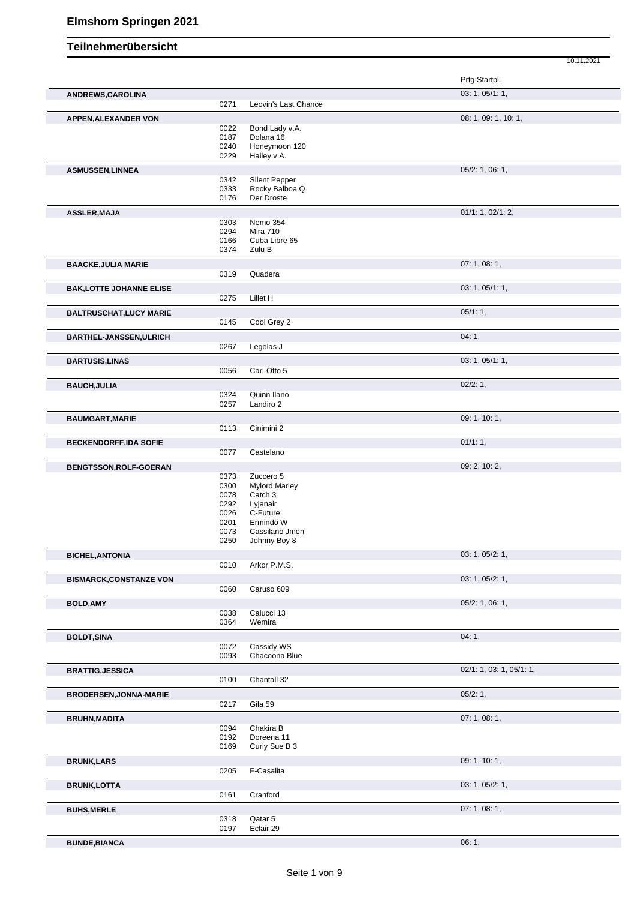# Elmshorn Springen 2021

## Teilnehmerübersicht

10.11.2021

| Name | Nr. | Pferd | Prfg:Startpl. |
|---|---|---|---|
| **ANDREWS,CAROLINA** | | | 03: 1, 05/1: 1, |
| | 0271 | Leovin's Last Chance | |
| **APPEN,ALEXANDER VON** | | | 08: 1, 09: 1, 10: 1, |
| | 0022 | Bond Lady v.A. | |
| | 0187 | Dolana 16 | |
| | 0240 | Honeymoon 120 | |
| | 0229 | Hailey v.A. | |
| **ASMUSSEN,LINNEA** | | | 05/2: 1, 06: 1, |
| | 0342 | Silent Pepper | |
| | 0333 | Rocky Balboa Q | |
| | 0176 | Der Droste | |
| **ASSLER,MAJA** | | | 01/1: 1, 02/1: 2, |
| | 0303 | Nemo 354 | |
| | 0294 | Mira 710 | |
| | 0166 | Cuba Libre 65 | |
| | 0374 | Zulu B | |
| **BAACKE,JULIA MARIE** | | | 07: 1, 08: 1, |
| | 0319 | Quadera | |
| **BAK,LOTTE JOHANNE ELISE** | | | 03: 1, 05/1: 1, |
| | 0275 | Lillet H | |
| **BALTRUSCHAT,LUCY MARIE** | | | 05/1: 1, |
| | 0145 | Cool Grey 2 | |
| **BARTHEL-JANSSEN,ULRICH** | | | 04: 1, |
| | 0267 | Legolas J | |
| **BARTUSIS,LINAS** | | | 03: 1, 05/1: 1, |
| | 0056 | Carl-Otto 5 | |
| **BAUCH,JULIA** | | | 02/2: 1, |
| | 0324 | Quinn Ilano | |
| | 0257 | Landiro 2 | |
| **BAUMGART,MARIE** | | | 09: 1, 10: 1, |
| | 0113 | Cinimini 2 | |
| **BECKENDORFF,IDA SOFIE** | | | 01/1: 1, |
| | 0077 | Castelano | |
| **BENGTSSON,ROLF-GOERAN** | | | 09: 2, 10: 2, |
| | 0373 | Zuccero 5 | |
| | 0300 | Mylord Marley | |
| | 0078 | Catch 3 | |
| | 0292 | Lyjanair | |
| | 0026 | C-Future | |
| | 0201 | Ermindo W | |
| | 0073 | Cassilano Jmen | |
| | 0250 | Johnny Boy 8 | |
| **BICHEL,ANTONIA** | | | 03: 1, 05/2: 1, |
| | 0010 | Arkor P.M.S. | |
| **BISMARCK,CONSTANZE VON** | | | 03: 1, 05/2: 1, |
| | 0060 | Caruso 609 | |
| **BOLD,AMY** | | | 05/2: 1, 06: 1, |
| | 0038 | Calucci 13 | |
| | 0364 | Wemira | |
| **BOLDT,SINA** | | | 04: 1, |
| | 0072 | Cassidy WS | |
| | 0093 | Chacoona Blue | |
| **BRATTIG,JESSICA** | | | 02/1: 1, 03: 1, 05/1: 1, |
| | 0100 | Chantall 32 | |
| **BRODERSEN,JONNA-MARIE** | | | 05/2: 1, |
| | 0217 | Gila 59 | |
| **BRUHN,MADITA** | | | 07: 1, 08: 1, |
| | 0094 | Chakira B | |
| | 0192 | Doreena 11 | |
| | 0169 | Curly Sue B 3 | |
| **BRUNK,LARS** | | | 09: 1, 10: 1, |
| | 0205 | F-Casalita | |
| **BRUNK,LOTTA** | | | 03: 1, 05/2: 1, |
| | 0161 | Cranford | |
| **BUHS,MERLE** | | | 07: 1, 08: 1, |
| | 0318 | Qatar 5 | |
| | 0197 | Eclair 29 | |
| **BUNDE,BIANCA** | | | 06: 1, |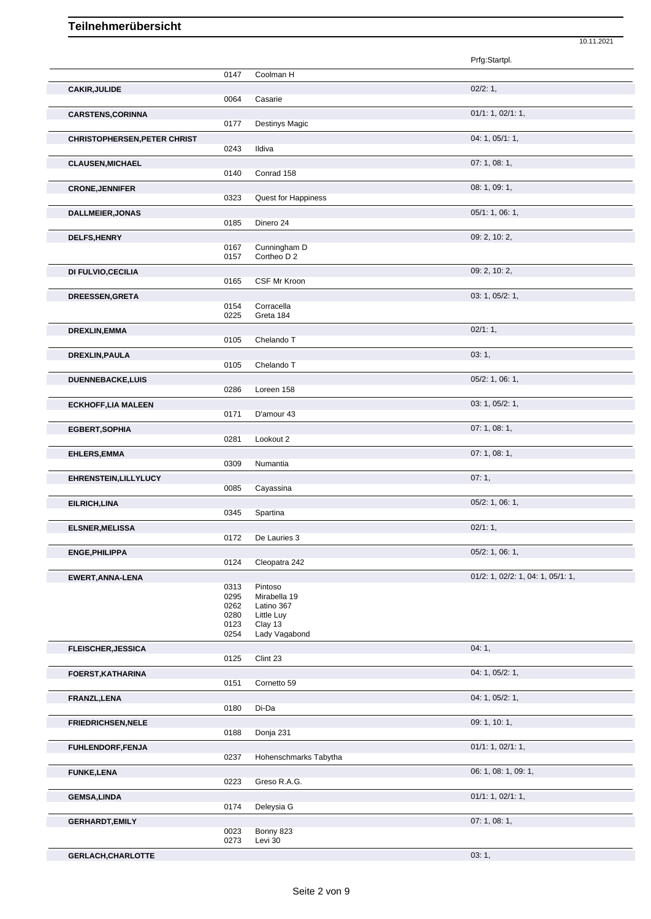# Teilnehmerübersicht

10.11.2021

| Teilnehmer | Nr. | Pferd | Prfg:Startpl. |
|---|---|---|---|
| | 0147 | Coolman H | |
| **CAKIR,JULIDE** | | | 02/2: 1, |
| | 0064 | Casarie | |
| **CARSTENS,CORINNA** | | | 01/1: 1, 02/1: 1, |
| | 0177 | Destinys Magic | |
| **CHRISTOPHERSEN,PETER CHRIST** | | | 04: 1, 05/1: 1, |
| | 0243 | Ildiva | |
| **CLAUSEN,MICHAEL** | | | 07: 1, 08: 1, |
| | 0140 | Conrad 158 | |
| **CRONE,JENNIFER** | | | 08: 1, 09: 1, |
| | 0323 | Quest for Happiness | |
| **DALLMEIER,JONAS** | | | 05/1: 1, 06: 1, |
| | 0185 | Dinero 24 | |
| **DELFS,HENRY** | | | 09: 2, 10: 2, |
| | 0167 | Cunningham D | |
| | 0157 | Cortheo D 2 | |
| **DI FULVIO,CECILIA** | | | 09: 2, 10: 2, |
| | 0165 | CSF Mr Kroon | |
| **DREESSEN,GRETA** | | | 03: 1, 05/2: 1, |
| | 0154 | Corracella | |
| | 0225 | Greta 184 | |
| **DREXLIN,EMMA** | | | 02/1: 1, |
| | 0105 | Chelando T | |
| **DREXLIN,PAULA** | | | 03: 1, |
| | 0105 | Chelando T | |
| **DUENNEBACKE,LUIS** | | | 05/2: 1, 06: 1, |
| | 0286 | Loreen 158 | |
| **ECKHOFF,LIA MALEEN** | | | 03: 1, 05/2: 1, |
| | 0171 | D'amour 43 | |
| **EGBERT,SOPHIA** | | | 07: 1, 08: 1, |
| | 0281 | Lookout 2 | |
| **EHLERS,EMMA** | | | 07: 1, 08: 1, |
| | 0309 | Numantia | |
| **EHRENSTEIN,LILLYLUCY** | | | 07: 1, |
| | 0085 | Cayassina | |
| **EILRICH,LINA** | | | 05/2: 1, 06: 1, |
| | 0345 | Spartina | |
| **ELSNER,MELISSA** | | | 02/1: 1, |
| | 0172 | De Lauries 3 | |
| **ENGE,PHILIPPA** | | | 05/2: 1, 06: 1, |
| | 0124 | Cleopatra 242 | |
| **EWERT,ANNA-LENA** | | | 01/2: 1, 02/2: 1, 04: 1, 05/1: 1, |
| | 0313 | Pintoso | |
| | 0295 | Mirabella 19 | |
| | 0262 | Latino 367 | |
| | 0280 | Little Luy | |
| | 0123 | Clay 13 | |
| | 0254 | Lady Vagabond | |
| **FLEISCHER,JESSICA** | | | 04: 1, |
| | 0125 | Clint 23 | |
| **FOERST,KATHARINA** | | | 04: 1, 05/2: 1, |
| | 0151 | Cornetto 59 | |
| **FRANZL,LENA** | | | 04: 1, 05/2: 1, |
| | 0180 | Di-Da | |
| **FRIEDRICHSEN,NELE** | | | 09: 1, 10: 1, |
| | 0188 | Donja 231 | |
| **FUHLENDORF,FENJA** | | | 01/1: 1, 02/1: 1, |
| | 0237 | Hohenschmarks Tabytha | |
| **FUNKE,LENA** | | | 06: 1, 08: 1, 09: 1, |
| | 0223 | Greso R.A.G. | |
| **GEMSA,LINDA** | | | 01/1: 1, 02/1: 1, |
| | 0174 | Deleysia G | |
| **GERHARDT,EMILY** | | | 07: 1, 08: 1, |
| | 0023 | Bonny 823 | |
| | 0273 | Levi 30 | |
| **GERLACH,CHARLOTTE** | | | 03: 1, |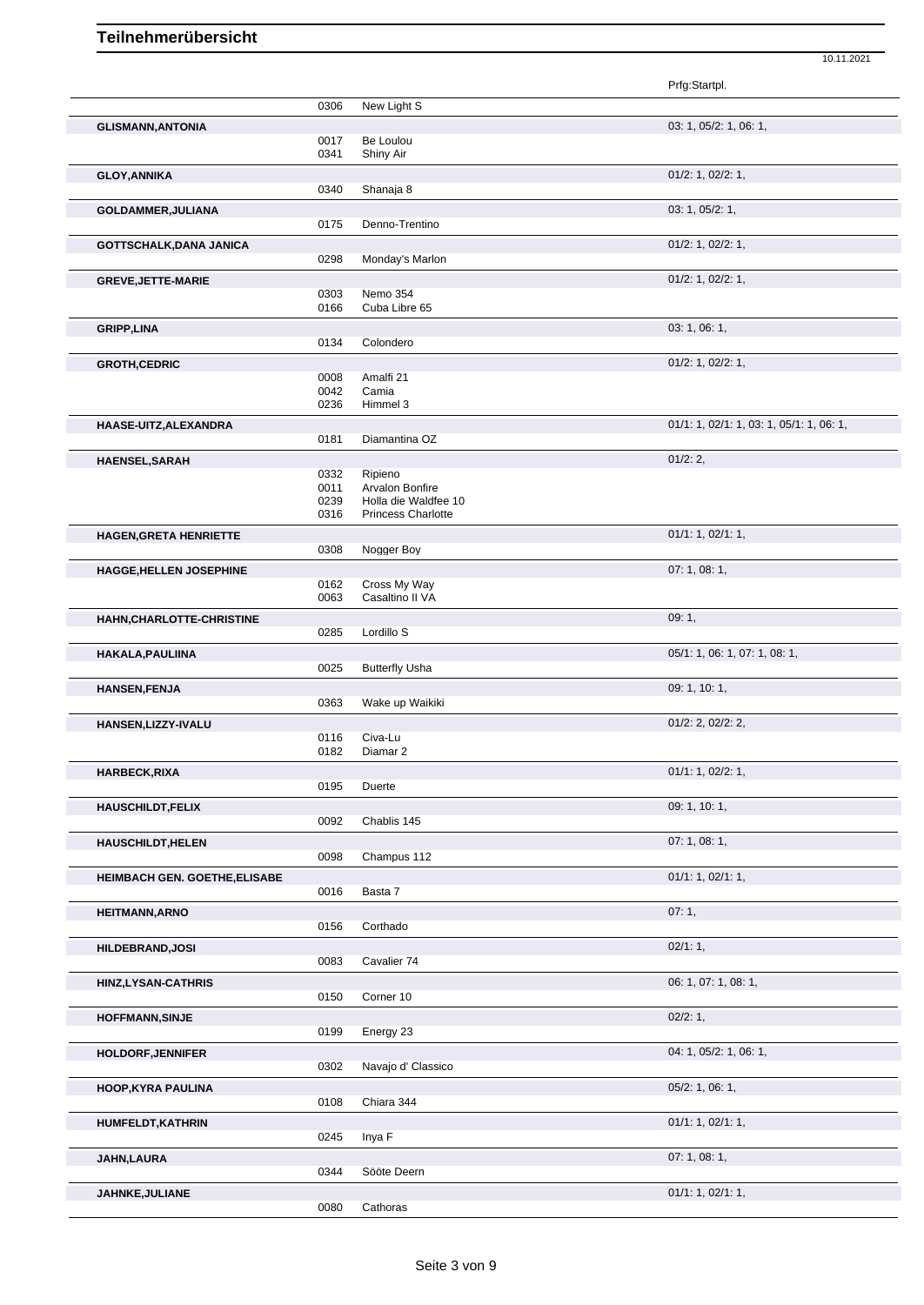# Teilnehmerübersicht

10.11.2021

| Name | Nr. | Pferd | Prfg:Startpl. |
|---|---|---|---|
| | 0306 | New Light S | |
| **GLISMANN,ANTONIA** | | | 03: 1, 05/2: 1, 06: 1, |
| | 0017 | Be Loulou | |
| | 0341 | Shiny Air | |
| **GLOY,ANNIKA** | | | 01/2: 1, 02/2: 1, |
| | 0340 | Shanaja 8 | |
| **GOLDAMMER,JULIANA** | | | 03: 1, 05/2: 1, |
| | 0175 | Denno-Trentino | |
| **GOTTSCHALK,DANA JANICA** | | | 01/2: 1, 02/2: 1, |
| | 0298 | Monday's Marlon | |
| **GREVE,JETTE-MARIE** | | | 01/2: 1, 02/2: 1, |
| | 0303 | Nemo 354 | |
| | 0166 | Cuba Libre 65 | |
| **GRIPP,LINA** | | | 03: 1, 06: 1, |
| | 0134 | Colondero | |
| **GROTH,CEDRIC** | | | 01/2: 1, 02/2: 1, |
| | 0008 | Amalfi 21 | |
| | 0042 | Camia | |
| | 0236 | Himmel 3 | |
| **HAASE-UITZ,ALEXANDRA** | | | 01/1: 1, 02/1: 1, 03: 1, 05/1: 1, 06: 1, |
| | 0181 | Diamantina OZ | |
| **HAENSEL,SARAH** | | | 01/2: 2, |
| | 0332 | Ripieno | |
| | 0011 | Arvalon Bonfire | |
| | 0239 | Holla die Waldfee 10 | |
| | 0316 | Princess Charlotte | |
| **HAGEN,GRETA HENRIETTE** | | | 01/1: 1, 02/1: 1, |
| | 0308 | Nogger Boy | |
| **HAGGE,HELLEN JOSEPHINE** | | | 07: 1, 08: 1, |
| | 0162 | Cross My Way | |
| | 0063 | Casaltino II VA | |
| **HAHN,CHARLOTTE-CHRISTINE** | | | 09: 1, |
| | 0285 | Lordillo S | |
| **HAKALA,PAULIINA** | | | 05/1: 1, 06: 1, 07: 1, 08: 1, |
| | 0025 | Butterfly Usha | |
| **HANSEN,FENJA** | | | 09: 1, 10: 1, |
| | 0363 | Wake up Waikiki | |
| **HANSEN,LIZZY-IVALU** | | | 01/2: 2, 02/2: 2, |
| | 0116 | Civa-Lu | |
| | 0182 | Diamar 2 | |
| **HARBECK,RIXA** | | | 01/1: 1, 02/2: 1, |
| | 0195 | Duerte | |
| **HAUSCHILDT,FELIX** | | | 09: 1, 10: 1, |
| | 0092 | Chablis 145 | |
| **HAUSCHILDT,HELEN** | | | 07: 1, 08: 1, |
| | 0098 | Champus 112 | |
| **HEIMBACH GEN. GOETHE,ELISABE** | | | 01/1: 1, 02/1: 1, |
| | 0016 | Basta 7 | |
| **HEITMANN,ARNO** | | | 07: 1, |
| | 0156 | Corthado | |
| **HILDEBRAND,JOSI** | | | 02/1: 1, |
| | 0083 | Cavalier 74 | |
| **HINZ,LYSAN-CATHRIS** | | | 06: 1, 07: 1, 08: 1, |
| | 0150 | Corner 10 | |
| **HOFFMANN,SINJE** | | | 02/2: 1, |
| | 0199 | Energy 23 | |
| **HOLDORF,JENNIFER** | | | 04: 1, 05/2: 1, 06: 1, |
| | 0302 | Navajo d' Classico | |
| **HOOP,KYRA PAULINA** | | | 05/2: 1, 06: 1, |
| | 0108 | Chiara 344 | |
| **HUMFELDT,KATHRIN** | | | 01/1: 1, 02/1: 1, |
| | 0245 | Inya F | |
| **JAHN,LAURA** | | | 07: 1, 08: 1, |
| | 0344 | Sööte Deern | |
| **JAHNKE,JULIANE** | | | 01/1: 1, 02/1: 1, |
| | 0080 | Cathoras | |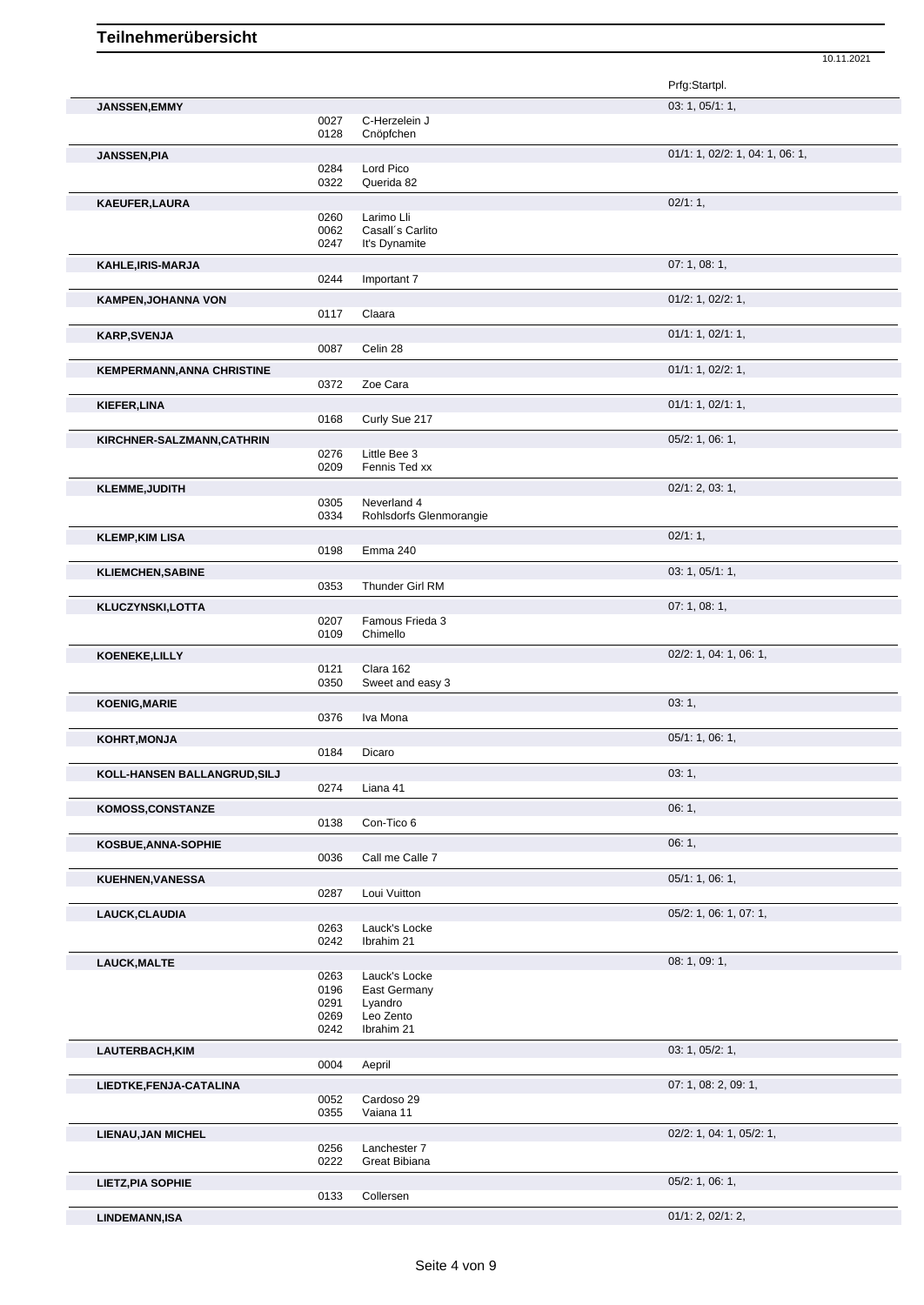# Teilnehmerübersicht

10.11.2021

| Name | Nr. | Pferd | Prfg:Startpl. |
|---|---|---|---|
| **JANSSEN,EMMY** | | | 03: 1, 05/1: 1, |
| | 0027 | C-Herzelein J | |
| | 0128 | Cnöpfchen | |
| **JANSSEN,PIA** | | | 01/1: 1, 02/2: 1, 04: 1, 06: 1, |
| | 0284 | Lord Pico | |
| | 0322 | Querida 82 | |
| **KAEUFER,LAURA** | | | 02/1: 1, |
| | 0260 | Larimo Lli | |
| | 0062 | Casall´s Carlito | |
| | 0247 | It's Dynamite | |
| **KAHLE,IRIS-MARJA** | | | 07: 1, 08: 1, |
| | 0244 | Important 7 | |
| **KAMPEN,JOHANNA VON** | | | 01/2: 1, 02/2: 1, |
| | 0117 | Claara | |
| **KARP,SVENJA** | | | 01/1: 1, 02/1: 1, |
| | 0087 | Celin 28 | |
| **KEMPERMANN,ANNA CHRISTINE** | | | 01/1: 1, 02/2: 1, |
| | 0372 | Zoe Cara | |
| **KIEFER,LINA** | | | 01/1: 1, 02/1: 1, |
| | 0168 | Curly Sue 217 | |
| **KIRCHNER-SALZMANN,CATHRIN** | | | 05/2: 1, 06: 1, |
| | 0276 | Little Bee 3 | |
| | 0209 | Fennis Ted xx | |
| **KLEMME,JUDITH** | | | 02/1: 2, 03: 1, |
| | 0305 | Neverland 4 | |
| | 0334 | Rohlsdorfs Glenmorangie | |
| **KLEMP,KIM LISA** | | | 02/1: 1, |
| | 0198 | Emma 240 | |
| **KLIEMCHEN,SABINE** | | | 03: 1, 05/1: 1, |
| | 0353 | Thunder Girl RM | |
| **KLUCZYNSKI,LOTTA** | | | 07: 1, 08: 1, |
| | 0207 | Famous Frieda 3 | |
| | 0109 | Chimello | |
| **KOENEKE,LILLY** | | | 02/2: 1, 04: 1, 06: 1, |
| | 0121 | Clara 162 | |
| | 0350 | Sweet and easy 3 | |
| **KOENIG,MARIE** | | | 03: 1, |
| | 0376 | Iva Mona | |
| **KOHRT,MONJA** | | | 05/1: 1, 06: 1, |
| | 0184 | Dicaro | |
| **KOLL-HANSEN BALLANGRUD,SILJ** | | | 03: 1, |
| | 0274 | Liana 41 | |
| **KOMOSS,CONSTANZE** | | | 06: 1, |
| | 0138 | Con-Tico 6 | |
| **KOSBUE,ANNA-SOPHIE** | | | 06: 1, |
| | 0036 | Call me Calle 7 | |
| **KUEHNEN,VANESSA** | | | 05/1: 1, 06: 1, |
| | 0287 | Loui Vuitton | |
| **LAUCK,CLAUDIA** | | | 05/2: 1, 06: 1, 07: 1, |
| | 0263 | Lauck's Locke | |
| | 0242 | Ibrahim 21 | |
| **LAUCK,MALTE** | | | 08: 1, 09: 1, |
| | 0263 | Lauck's Locke | |
| | 0196 | East Germany | |
| | 0291 | Lyandro | |
| | 0269 | Leo Zento | |
| | 0242 | Ibrahim 21 | |
| **LAUTERBACH,KIM** | | | 03: 1, 05/2: 1, |
| | 0004 | Aepril | |
| **LIEDTKE,FENJA-CATALINA** | | | 07: 1, 08: 2, 09: 1, |
| | 0052 | Cardoso 29 | |
| | 0355 | Vaiana 11 | |
| **LIENAU,JAN MICHEL** | | | 02/2: 1, 04: 1, 05/2: 1, |
| | 0256 | Lanchester 7 | |
| | 0222 | Great Bibiana | |
| **LIETZ,PIA SOPHIE** | | | 05/2: 1, 06: 1, |
| | 0133 | Collersen | |
| **LINDEMANN,ISA** | | | 01/1: 2, 02/1: 2, |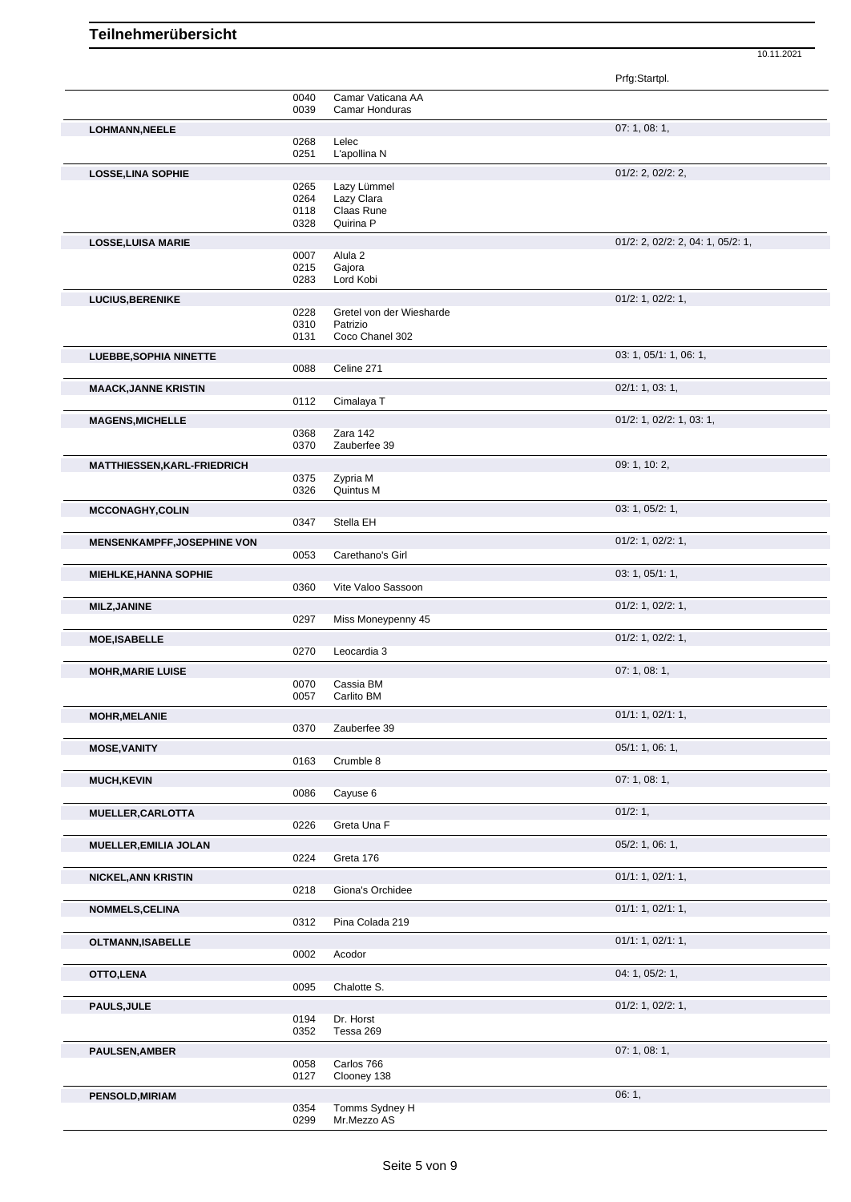# Teilnehmerübersicht

10.11.2021

| | | | Prfg:Startpl. |
|---|---|---|---|
| | 0040 | Camar Vaticana AA | |
| | 0039 | Camar Honduras | |
| **LOHMANN,NEELE** | | | 07: 1, 08: 1, |
| | 0268 | Lelec | |
| | 0251 | L'apollina N | |
| **LOSSE,LINA SOPHIE** | | | 01/2: 2, 02/2: 2, |
| | 0265 | Lazy Lümmel | |
| | 0264 | Lazy Clara | |
| | 0118 | Claas Rune | |
| | 0328 | Quirina P | |
| **LOSSE,LUISA MARIE** | | | 01/2: 2, 02/2: 2, 04: 1, 05/2: 1, |
| | 0007 | Alula 2 | |
| | 0215 | Gajora | |
| | 0283 | Lord Kobi | |
| **LUCIUS,BERENIKE** | | | 01/2: 1, 02/2: 1, |
| | 0228 | Gretel von der Wiesharde | |
| | 0310 | Patrizio | |
| | 0131 | Coco Chanel 302 | |
| **LUEBBE,SOPHIA NINETTE** | | | 03: 1, 05/1: 1, 06: 1, |
| | 0088 | Celine 271 | |
| **MAACK,JANNE KRISTIN** | | | 02/1: 1, 03: 1, |
| | 0112 | Cimalaya T | |
| **MAGENS,MICHELLE** | | | 01/2: 1, 02/2: 1, 03: 1, |
| | 0368 | Zara 142 | |
| | 0370 | Zauberfee 39 | |
| **MATTHIESSEN,KARL-FRIEDRICH** | | | 09: 1, 10: 2, |
| | 0375 | Zypria M | |
| | 0326 | Quintus M | |
| **MCCONAGHY,COLIN** | | | 03: 1, 05/2: 1, |
| | 0347 | Stella EH | |
| **MENSENKAMPFF,JOSEPHINE VON** | | | 01/2: 1, 02/2: 1, |
| | 0053 | Carethano's Girl | |
| **MIEHLKE,HANNA SOPHIE** | | | 03: 1, 05/1: 1, |
| | 0360 | Vite Valoo Sassoon | |
| **MILZ,JANINE** | | | 01/2: 1, 02/2: 1, |
| | 0297 | Miss Moneypenny 45 | |
| **MOE,ISABELLE** | | | 01/2: 1, 02/2: 1, |
| | 0270 | Leocardia 3 | |
| **MOHR,MARIE LUISE** | | | 07: 1, 08: 1, |
| | 0070 | Cassia BM | |
| | 0057 | Carlito BM | |
| **MOHR,MELANIE** | | | 01/1: 1, 02/1: 1, |
| | 0370 | Zauberfee 39 | |
| **MOSE,VANITY** | | | 05/1: 1, 06: 1, |
| | 0163 | Crumble 8 | |
| **MUCH,KEVIN** | | | 07: 1, 08: 1, |
| | 0086 | Cayuse 6 | |
| **MUELLER,CARLOTTA** | | | 01/2: 1, |
| | 0226 | Greta Una F | |
| **MUELLER,EMILIA JOLAN** | | | 05/2: 1, 06: 1, |
| | 0224 | Greta 176 | |
| **NICKEL,ANN KRISTIN** | | | 01/1: 1, 02/1: 1, |
| | 0218 | Giona's Orchidee | |
| **NOMMELS,CELINA** | | | 01/1: 1, 02/1: 1, |
| | 0312 | Pina Colada 219 | |
| **OLTMANN,ISABELLE** | | | 01/1: 1, 02/1: 1, |
| | 0002 | Acodor | |
| **OTTO,LENA** | | | 04: 1, 05/2: 1, |
| | 0095 | Chalotte S. | |
| **PAULS,JULE** | | | 01/2: 1, 02/2: 1, |
| | 0194 | Dr. Horst | |
| | 0352 | Tessa 269 | |
| **PAULSEN,AMBER** | | | 07: 1, 08: 1, |
| | 0058 | Carlos 766 | |
| | 0127 | Clooney 138 | |
| **PENSOLD,MIRIAM** | | | 06: 1, |
| | 0354 | Tomms Sydney H | |
| | 0299 | Mr.Mezzo AS | |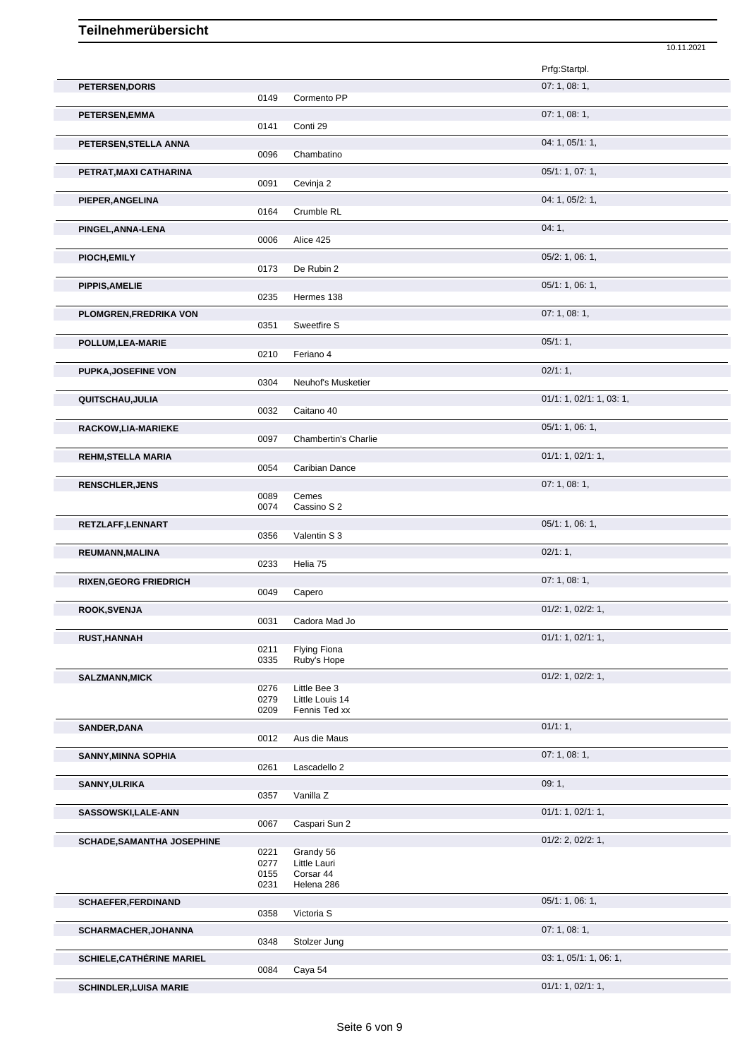# Teilnehmerübersicht

10.11.2021

| Name | Nr. | Pferd | Prfg:Startpl. |
|---|---|---|---|
| **PETERSEN,DORIS** | | | 07: 1, 08: 1, |
| | 0149 | Cormento PP | |
| **PETERSEN,EMMA** | | | 07: 1, 08: 1, |
| | 0141 | Conti 29 | |
| **PETERSEN,STELLA ANNA** | | | 04: 1, 05/1: 1, |
| | 0096 | Chambatino | |
| **PETRAT,MAXI CATHARINA** | | | 05/1: 1, 07: 1, |
| | 0091 | Cevinja 2 | |
| **PIEPER,ANGELINA** | | | 04: 1, 05/2: 1, |
| | 0164 | Crumble RL | |
| **PINGEL,ANNA-LENA** | | | 04: 1, |
| | 0006 | Alice 425 | |
| **PIOCH,EMILY** | | | 05/2: 1, 06: 1, |
| | 0173 | De Rubin 2 | |
| **PIPPIS,AMELIE** | | | 05/1: 1, 06: 1, |
| | 0235 | Hermes 138 | |
| **PLOMGREN,FREDRIKA VON** | | | 07: 1, 08: 1, |
| | 0351 | Sweetfire S | |
| **POLLUM,LEA-MARIE** | | | 05/1: 1, |
| | 0210 | Feriano 4 | |
| **PUPKA,JOSEFINE VON** | | | 02/1: 1, |
| | 0304 | Neuhof's Musketier | |
| **QUITSCHAU,JULIA** | | | 01/1: 1, 02/1: 1, 03: 1, |
| | 0032 | Caitano 40 | |
| **RACKOW,LIA-MARIEKE** | | | 05/1: 1, 06: 1, |
| | 0097 | Chambertin's Charlie | |
| **REHM,STELLA MARIA** | | | 01/1: 1, 02/1: 1, |
| | 0054 | Caribian Dance | |
| **RENSCHLER,JENS** | | | 07: 1, 08: 1, |
| | 0089 | Cemes | |
| | 0074 | Cassino S 2 | |
| **RETZLAFF,LENNART** | | | 05/1: 1, 06: 1, |
| | 0356 | Valentin S 3 | |
| **REUMANN,MALINA** | | | 02/1: 1, |
| | 0233 | Helia 75 | |
| **RIXEN,GEORG FRIEDRICH** | | | 07: 1, 08: 1, |
| | 0049 | Capero | |
| **ROOK,SVENJA** | | | 01/2: 1, 02/2: 1, |
| | 0031 | Cadora Mad Jo | |
| **RUST,HANNAH** | | | 01/1: 1, 02/1: 1, |
| | 0211 | Flying Fiona | |
| | 0335 | Ruby's Hope | |
| **SALZMANN,MICK** | | | 01/2: 1, 02/2: 1, |
| | 0276 | Little Bee 3 | |
| | 0279 | Little Louis 14 | |
| | 0209 | Fennis Ted xx | |
| **SANDER,DANA** | | | 01/1: 1, |
| | 0012 | Aus die Maus | |
| **SANNY,MINNA SOPHIA** | | | 07: 1, 08: 1, |
| | 0261 | Lascadello 2 | |
| **SANNY,ULRIKA** | | | 09: 1, |
| | 0357 | Vanilla Z | |
| **SASSOWSKI,LALE-ANN** | | | 01/1: 1, 02/1: 1, |
| | 0067 | Caspari Sun 2 | |
| **SCHADE,SAMANTHA JOSEPHINE** | | | 01/2: 2, 02/2: 1, |
| | 0221 | Grandy 56 | |
| | 0277 | Little Lauri | |
| | 0155 | Corsar 44 | |
| | 0231 | Helena 286 | |
| **SCHAEFER,FERDINAND** | | | 05/1: 1, 06: 1, |
| | 0358 | Victoria S | |
| **SCHARMACHER,JOHANNA** | | | 07: 1, 08: 1, |
| | 0348 | Stolzer Jung | |
| **SCHIELE,CATHÉRINE MARIEL** | | | 03: 1, 05/1: 1, 06: 1, |
| | 0084 | Caya 54 | |
| **SCHINDLER,LUISA MARIE** | | | 01/1: 1, 02/1: 1, |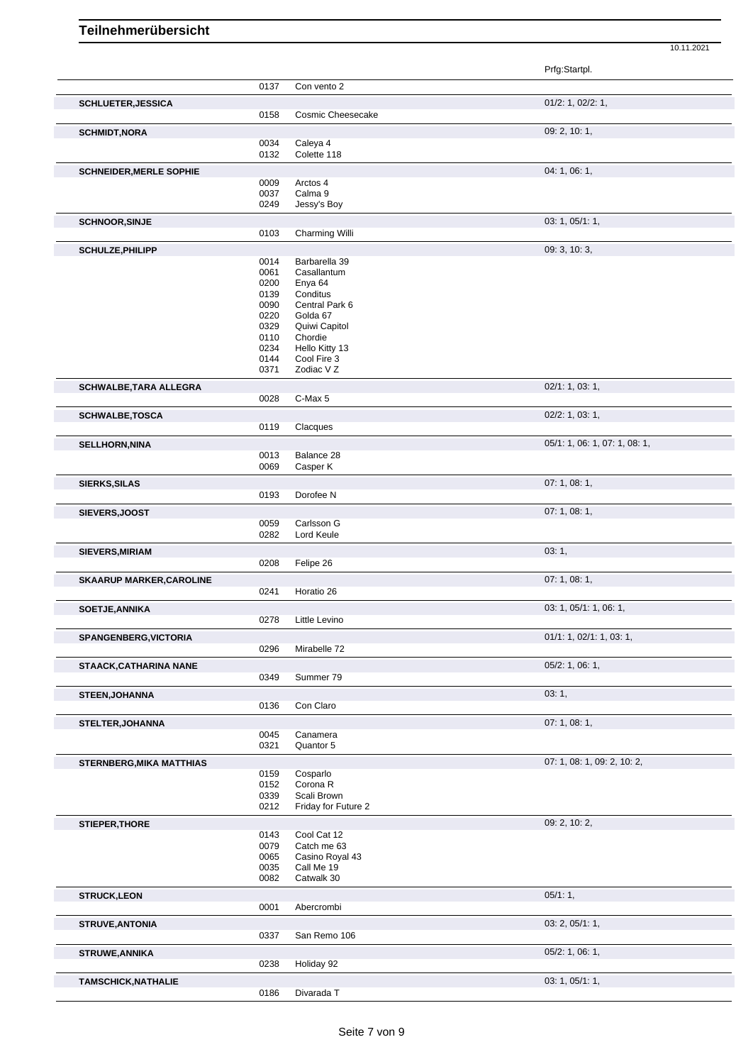# Teilnehmerübersicht

10.11.2021

| Name | Nr. | Pferd | Prfg:Startpl. |
|---|---|---|---|
| | 0137 | Con vento 2 | |
| **SCHLUETER,JESSICA** | | | 01/2: 1, 02/2: 1, |
| | 0158 | Cosmic Cheesecake | |
| **SCHMIDT,NORA** | | | 09: 2, 10: 1, |
| | 0034 | Caleya 4 | |
| | 0132 | Colette 118 | |
| **SCHNEIDER,MERLE SOPHIE** | | | 04: 1, 06: 1, |
| | 0009 | Arctos 4 | |
| | 0037 | Calma 9 | |
| | 0249 | Jessy's Boy | |
| **SCHNOOR,SINJE** | | | 03: 1, 05/1: 1, |
| | 0103 | Charming Willi | |
| **SCHULZE,PHILIPP** | | | 09: 3, 10: 3, |
| | 0014 | Barbarella 39 | |
| | 0061 | Casallantum | |
| | 0200 | Enya 64 | |
| | 0139 | Conditus | |
| | 0090 | Central Park 6 | |
| | 0220 | Golda 67 | |
| | 0329 | Quiwi Capitol | |
| | 0110 | Chordie | |
| | 0234 | Hello Kitty 13 | |
| | 0144 | Cool Fire 3 | |
| | 0371 | Zodiac V Z | |
| **SCHWALBE,TARA ALLEGRA** | | | 02/1: 1, 03: 1, |
| | 0028 | C-Max 5 | |
| **SCHWALBE,TOSCA** | | | 02/2: 1, 03: 1, |
| | 0119 | Clacques | |
| **SELLHORN,NINA** | | | 05/1: 1, 06: 1, 07: 1, 08: 1, |
| | 0013 | Balance 28 | |
| | 0069 | Casper K | |
| **SIERKS,SILAS** | | | 07: 1, 08: 1, |
| | 0193 | Dorofee N | |
| **SIEVERS,JOOST** | | | 07: 1, 08: 1, |
| | 0059 | Carlsson G | |
| | 0282 | Lord Keule | |
| **SIEVERS,MIRIAM** | | | 03: 1, |
| | 0208 | Felipe 26 | |
| **SKAARUP MARKER,CAROLINE** | | | 07: 1, 08: 1, |
| | 0241 | Horatio 26 | |
| **SOETJE,ANNIKA** | | | 03: 1, 05/1: 1, 06: 1, |
| | 0278 | Little Levino | |
| **SPANGENBERG,VICTORIA** | | | 01/1: 1, 02/1: 1, 03: 1, |
| | 0296 | Mirabelle 72 | |
| **STAACK,CATHARINA NANE** | | | 05/2: 1, 06: 1, |
| | 0349 | Summer 79 | |
| **STEEN,JOHANNA** | | | 03: 1, |
| | 0136 | Con Claro | |
| **STELTER,JOHANNA** | | | 07: 1, 08: 1, |
| | 0045 | Canamera | |
| | 0321 | Quantor 5 | |
| **STERNBERG,MIKA MATTHIAS** | | | 07: 1, 08: 1, 09: 2, 10: 2, |
| | 0159 | Cosparlo | |
| | 0152 | Corona R | |
| | 0339 | Scali Brown | |
| | 0212 | Friday for Future 2 | |
| **STIEPER,THORE** | | | 09: 2, 10: 2, |
| | 0143 | Cool Cat 12 | |
| | 0079 | Catch me 63 | |
| | 0065 | Casino Royal 43 | |
| | 0035 | Call Me 19 | |
| | 0082 | Catwalk 30 | |
| **STRUCK,LEON** | | | 05/1: 1, |
| | 0001 | Abercrombi | |
| **STRUVE,ANTONIA** | | | 03: 2, 05/1: 1, |
| | 0337 | San Remo 106 | |
| **STRUWE,ANNIKA** | | | 05/2: 1, 06: 1, |
| | 0238 | Holiday 92 | |
| **TAMSCHICK,NATHALIE** | | | 03: 1, 05/1: 1, |
| | 0186 | Divarada T | |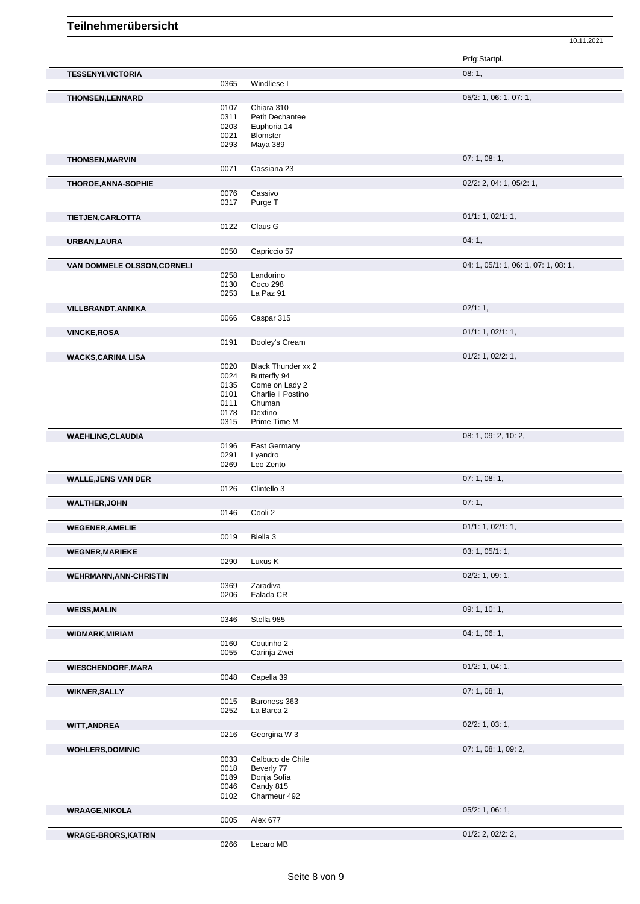# Teilnehmerübersicht

10.11.2021

| Name | Nr. | Pferd | Prfg:Startpl. |
|---|---|---|---|
| **TESSENYI,VICTORIA** | | | 08: 1, |
| | 0365 | Windliese L | |
| **THOMSEN,LENNARD** | | | 05/2: 1, 06: 1, 07: 1, |
| | 0107 | Chiara 310 | |
| | 0311 | Petit Dechantee | |
| | 0203 | Euphoria 14 | |
| | 0021 | Blomster | |
| | 0293 | Maya 389 | |
| **THOMSEN,MARVIN** | | | 07: 1, 08: 1, |
| | 0071 | Cassiana 23 | |
| **THOROE,ANNA-SOPHIE** | | | 02/2: 2, 04: 1, 05/2: 1, |
| | 0076 | Cassivo | |
| | 0317 | Purge T | |
| **TIETJEN,CARLOTTA** | | | 01/1: 1, 02/1: 1, |
| | 0122 | Claus G | |
| **URBAN,LAURA** | | | 04: 1, |
| | 0050 | Capriccio 57 | |
| **VAN DOMMELE OLSSON,CORNELI** | | | 04: 1, 05/1: 1, 06: 1, 07: 1, 08: 1, |
| | 0258 | Landorino | |
| | 0130 | Coco 298 | |
| | 0253 | La Paz 91 | |
| **VILLBRANDT,ANNIKA** | | | 02/1: 1, |
| | 0066 | Caspar 315 | |
| **VINCKE,ROSA** | | | 01/1: 1, 02/1: 1, |
| | 0191 | Dooley's Cream | |
| **WACKS,CARINA LISA** | | | 01/2: 1, 02/2: 1, |
| | 0020 | Black Thunder xx 2 | |
| | 0024 | Butterfly 94 | |
| | 0135 | Come on Lady 2 | |
| | 0101 | Charlie il Postino | |
| | 0111 | Chuman | |
| | 0178 | Dextino | |
| | 0315 | Prime Time M | |
| **WAEHLING,CLAUDIA** | | | 08: 1, 09: 2, 10: 2, |
| | 0196 | East Germany | |
| | 0291 | Lyandro | |
| | 0269 | Leo Zento | |
| **WALLE,JENS VAN DER** | | | 07: 1, 08: 1, |
| | 0126 | Clintello 3 | |
| **WALTHER,JOHN** | | | 07: 1, |
| | 0146 | Cooli 2 | |
| **WEGENER,AMELIE** | | | 01/1: 1, 02/1: 1, |
| | 0019 | Biella 3 | |
| **WEGNER,MARIEKE** | | | 03: 1, 05/1: 1, |
| | 0290 | Luxus K | |
| **WEHRMANN,ANN-CHRISTIN** | | | 02/2: 1, 09: 1, |
| | 0369 | Zaradiva | |
| | 0206 | Falada CR | |
| **WEISS,MALIN** | | | 09: 1, 10: 1, |
| | 0346 | Stella 985 | |
| **WIDMARK,MIRIAM** | | | 04: 1, 06: 1, |
| | 0160 | Coutinho 2 | |
| | 0055 | Carinja Zwei | |
| **WIESCHENDORF,MARA** | | | 01/2: 1, 04: 1, |
| | 0048 | Capella 39 | |
| **WIKNER,SALLY** | | | 07: 1, 08: 1, |
| | 0015 | Baroness 363 | |
| | 0252 | La Barca 2 | |
| **WITT,ANDREA** | | | 02/2: 1, 03: 1, |
| | 0216 | Georgina W 3 | |
| **WOHLERS,DOMINIC** | | | 07: 1, 08: 1, 09: 2, |
| | 0033 | Calbuco de Chile | |
| | 0018 | Beverly 77 | |
| | 0189 | Donja Sofia | |
| | 0046 | Candy 815 | |
| | 0102 | Charmeur 492 | |
| **WRAAGE,NIKOLA** | | | 05/2: 1, 06: 1, |
| | 0005 | Alex 677 | |
| **WRAGE-BRORS,KATRIN** | | | 01/2: 2, 02/2: 2, |
| | 0266 | Lecaro MB | |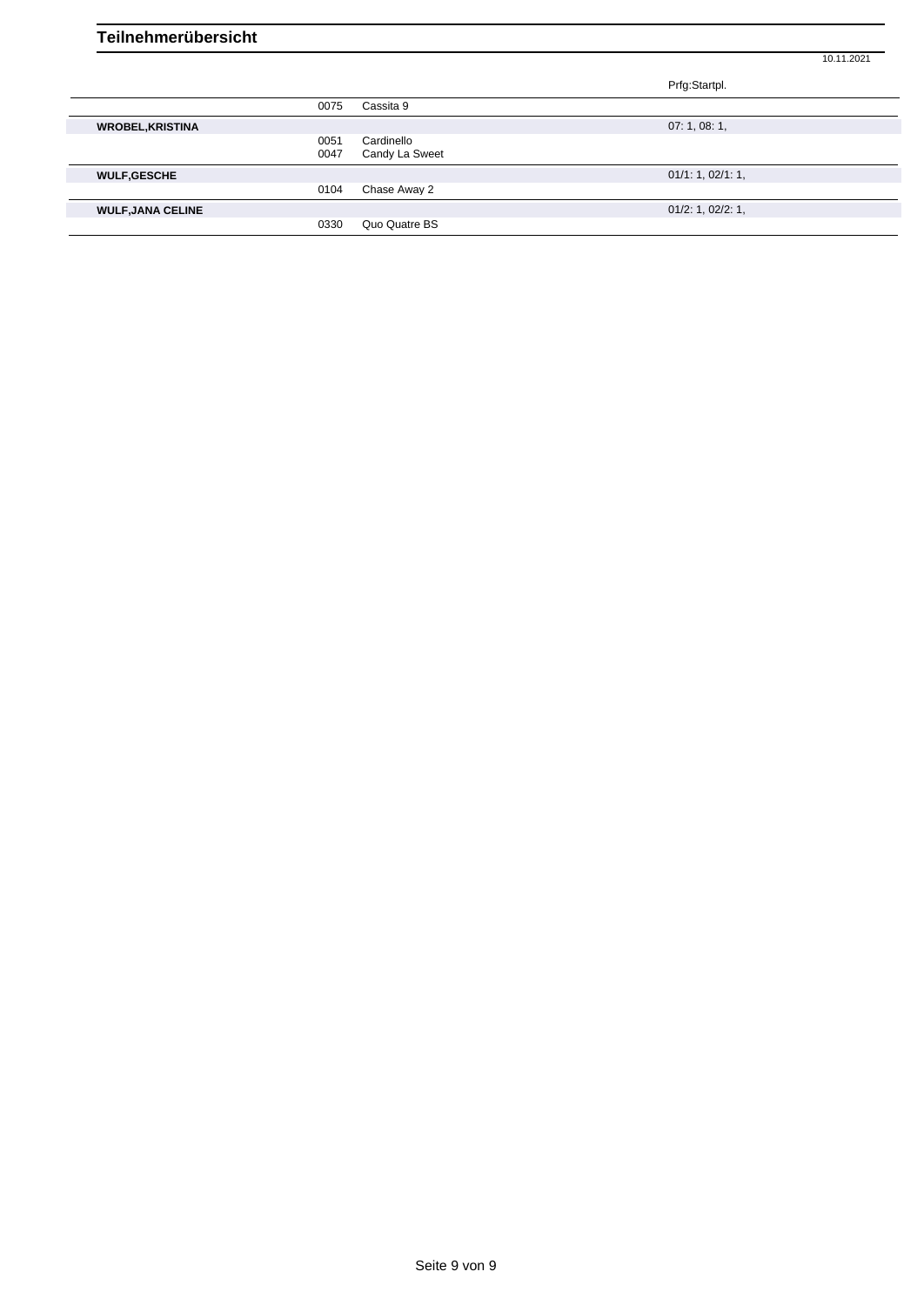## Teilnehmerübersicht

10.11.2021

| | | | Prfg:Startpl. |
|---|---|---|---|
| | 0075 | Cassita 9 | |
| **WROBEL,KRISTINA** | | | 07: 1, 08: 1, |
| | 0051 | Cardinello | |
| | 0047 | Candy La Sweet | |
| **WULF,GESCHE** | | | 01/1: 1, 02/1: 1, |
| | 0104 | Chase Away 2 | |
| **WULF,JANA CELINE** | | | 01/2: 1, 02/2: 1, |
| | 0330 | Quo Quatre BS | |